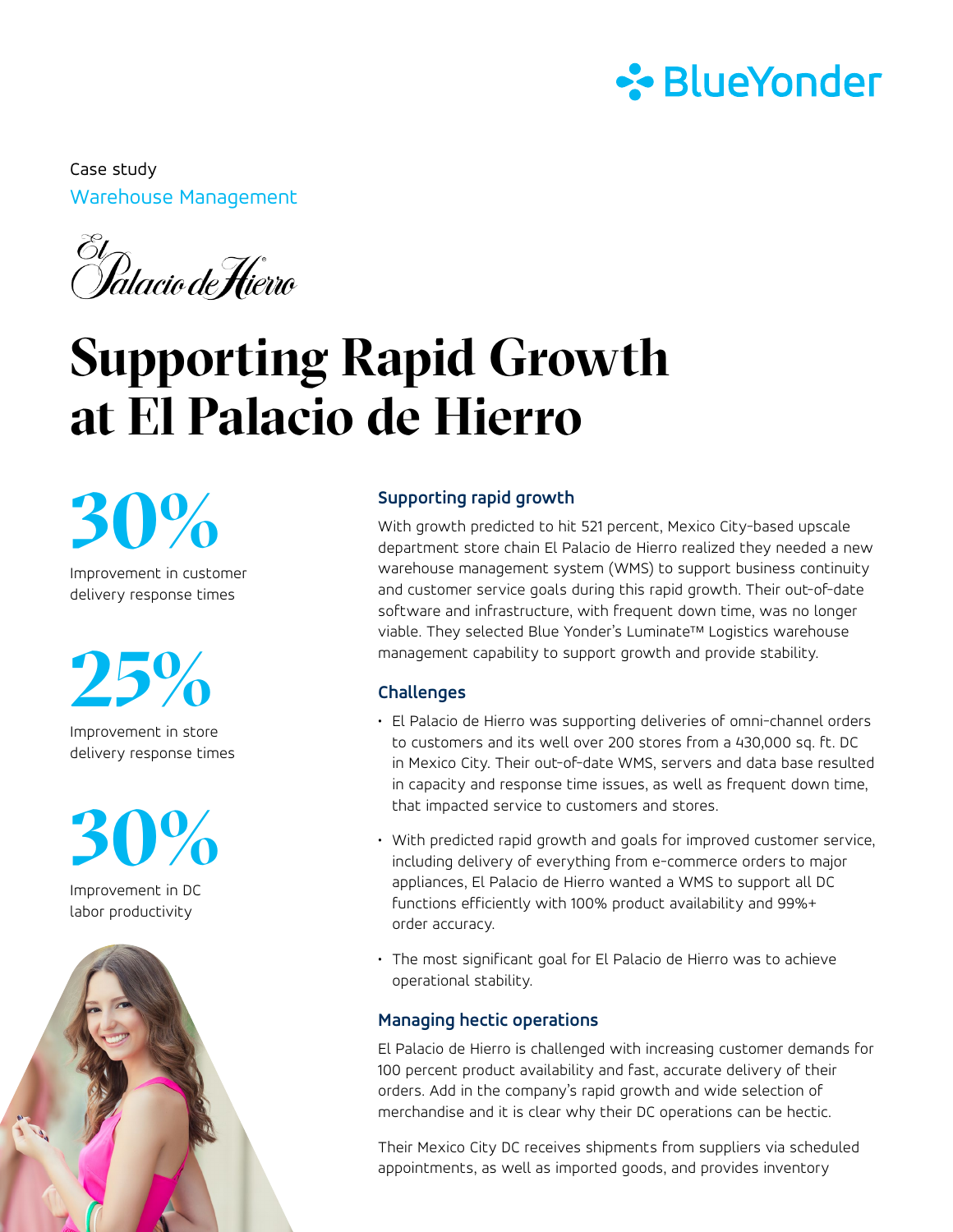Case study

Warehouse Management

El Palacio de Hierro

# Supporting Rapid Growth at El Palacio de Hierro

**30%**

Improvement in customer delivery response times

**25%**

Improvement in store delivery response times

**30%**

Improvement in DC labor productivity

## Supporting rapid growth

With growth predicted to hit 521 percent, Mexico City-based upscale department store chain El Palacio de Hierro realized they needed a new warehouse management system (WMS) to support business continuity and customer service goals during this rapid growth. Their out-of-date software and infrastructure, with frequent down time, was no longer viable. They selected Blue Yonder's Luminate™ Logistics warehouse management capability to support growth and provide stability.

## Challenges

- El Palacio de Hierro was supporting deliveries of omni-channel orders to customers and its well over 200 stores from a 430,000 sq. ft. DC in Mexico City. Their out-of-date WMS, servers and data base resulted in capacity and response time issues, as well as frequent down time, that impacted service to customers and stores.
- With predicted rapid growth and goals for improved customer service, including delivery of everything from e-commerce orders to major appliances, El Palacio de Hierro wanted a WMS to support all DC functions efficiently with 100% product availability and 99%+ order accuracy.
- The most significant goal for El Palacio de Hierro was to achieve operational stability.

## Managing hectic operations

El Palacio de Hierro is challenged with increasing customer demands for 100 percent product availability and fast, accurate delivery of their orders. Add in the company's rapid growth and wide selection of merchandise and it is clear why their DC operations can be hectic.

Their Mexico City DC receives shipments from suppliers via scheduled appointments, as well as imported goods, and provides inventory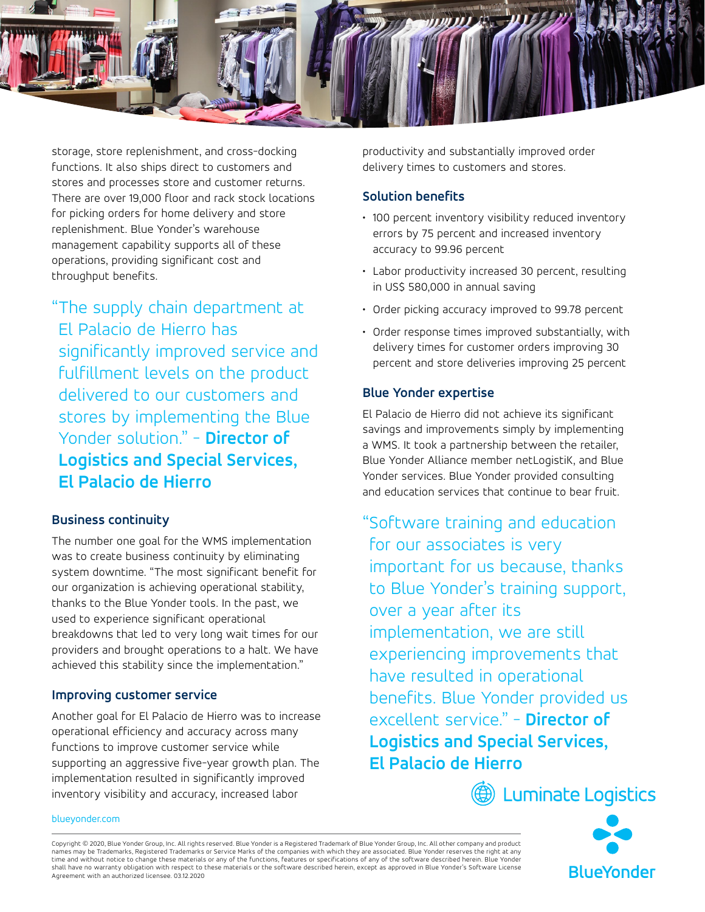storage, store replenishment, and cross-docking functions. It also ships direct to customers and stores and processes store and customer returns. There are over 19,000 floor and rack stock locations for picking orders for home delivery and store replenishment. Blue Yonder's warehouse management capability supports all of these operations, providing significant cost and throughput benefits.

> "The supply chain department at El Palacio de Hierro has significantly improved service and fulfillment levels on the product delivered to our customers and stores by implementing the Blue Yonder solution." – **Director of Logistics and Special Services, El Palacio de Hierro**

### Business continuity

The number one goal for the WMS implementation was to create business continuity by eliminating system downtime. "The most significant benefit for our organization is achieving operational stability, thanks to the Blue Yonder tools. In the past, we used to experience significant operational breakdowns that led to very long wait times for our providers and brought operations to a halt. We have achieved this stability since the implementation."

### Improving customer service

Another goal for El Palacio de Hierro was to increase operational efficiency and accuracy across many functions to improve customer service while supporting an aggressive five-year growth plan. The implementation resulted in significantly improved inventory visibility and accuracy, increased labor productivity and substantially improved order delivery times to customers and stores.

### Solution benefits

- 100 percent inventory visibility reduced inventory errors by 75 percent and increased inventory accuracy to 99.96 percent
- Labor productivity increased 30 percent, resulting in US$ 580,000 in annual saving
- Order picking accuracy improved to 99.78 percent
- Order response times improved substantially, with delivery times for customer orders improving 30 percent and store deliveries improving 25 percent

### Blue Yonder expertise

El Palacio de Hierro did not achieve its significant savings and improvements simply by implementing a WMS. It took a partnership between the retailer, Blue Yonder Alliance member netLogistiK, and Blue Yonder services. Blue Yonder provided consulting and education services that continue to bear fruit.

> "Software training and education for our associates is very important for us because, thanks to Blue Yonder's training support, over a year after its implementation, we are still experiencing improvements that have resulted in operational benefits. Blue Yonder provided us excellent service." – **Director of Logistics and Special Services, El Palacio de Hierro**

Luminate Logistics

blueyonder.com

Copyright © 2020, Blue Yonder Group, Inc. All rights reserved. Blue Yonder is a Registered Trademark of Blue Yonder Group, Inc. All other company and product names may be Trademarks, Registered Trademarks or Service Marks of the companies with which they are associated. Blue Yonder reserves the right at any time and without notice to change these materials or any of the functions, features or specifications of any of the software described herein. Blue Yonder shall have no warranty obligation with respect to these materials or the software described herein, except as approved in Blue Yonder's Software License Agreement with an authorized licensee. 03.12.2020

BlueYonder